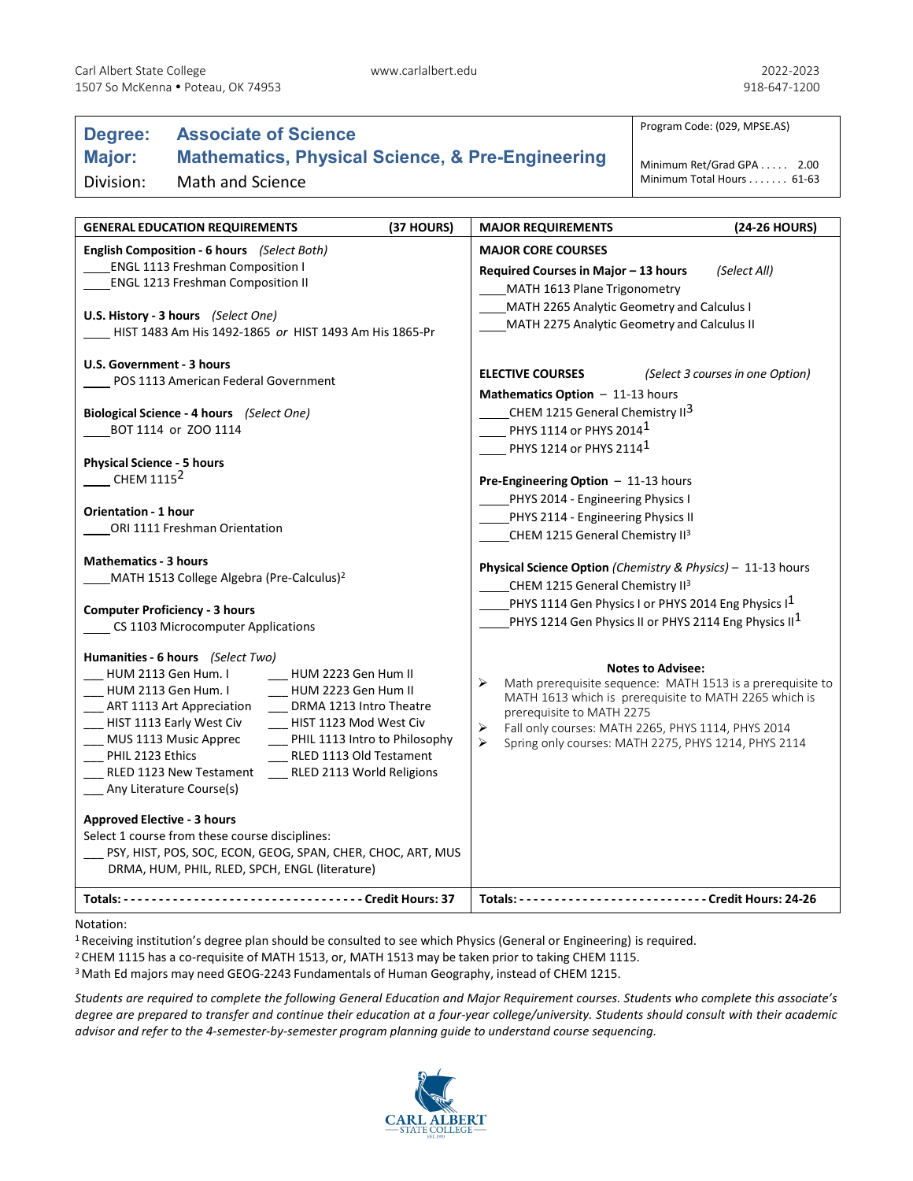Carl Albert State College
1507 So McKenna • Poteau, OK 74953

www.carlalbert.edu

2022-2023
918-647-1200

# Degree: Associate of Science
## Major: Mathematics, Physical Science, & Pre-Engineering
Division: Math and Science

Program Code: (029, MPSE.AS)

Minimum Ret/Grad GPA . . . . . 2.00
Minimum Total Hours . . . . . . . 61-63

## GENERAL EDUCATION REQUIREMENTS (37 HOURS)

**English Composition - 6 hours** *(Select Both)*
____ENGL 1113 Freshman Composition I
____ENGL 1213 Freshman Composition II

**U.S. History - 3 hours** *(Select One)*
____ HIST 1483 Am His 1492-1865 *or* HIST 1493 Am His 1865-Pr

**U.S. Government - 3 hours**
____ POS 1113 American Federal Government

**Biological Science - 4 hours** *(Select One)*
____BOT 1114 or ZOO 1114

**Physical Science - 5 hours**
____ CHEM 1115[2]

**Orientation - 1 hour**
____ORI 1111 Freshman Orientation

**Mathematics - 3 hours**
____MATH 1513 College Algebra (Pre-Calculus)[2]

**Computer Proficiency - 3 hours**
____ CS 1103 Microcomputer Applications

**Humanities - 6 hours** *(Select Two)*
___ HUM 2113 Gen Hum. I
___ HUM 2223 Gen Hum II
___ HUM 2113 Gen Hum. I
___ HUM 2223 Gen Hum II
___ ART 1113 Art Appreciation
___ DRMA 1213 Intro Theatre
___ HIST 1113 Early West Civ
___ HIST 1123 Mod West Civ
___ MUS 1113 Music Apprec
___ PHIL 1113 Intro to Philosophy
___ PHIL 2123 Ethics
___ RLED 1113 Old Testament
___ RLED 1123 New Testament
___ RLED 2113 World Religions
___ Any Literature Course(s)

**Approved Elective - 3 hours**
Select 1 course from these course disciplines:
___ PSY, HIST, POS, SOC, ECON, GEOG, SPAN, CHER, CHOC, ART, MUS DRMA, HUM, PHIL, RLED, SPCH, ENGL (literature)

**Totals: ---------------------------------- Credit Hours: 37**

## MAJOR REQUIREMENTS (24-26 HOURS)

**MAJOR CORE COURSES**

**Required Courses in Major – 13 hours** *(Select All)*
____MATH 1613 Plane Trigonometry
____MATH 2265 Analytic Geometry and Calculus I
____MATH 2275 Analytic Geometry and Calculus II

**ELECTIVE COURSES** *(Select 3 courses in one Option)*

**Mathematics Option** – 11-13 hours
____CHEM 1215 General Chemistry II[3]
____ PHYS 1114 or PHYS 2014[1]
____ PHYS 1214 or PHYS 2114[1]

**Pre-Engineering Option** – 11-13 hours
____PHYS 2014 - Engineering Physics I
____PHYS 2114 - Engineering Physics II
____CHEM 1215 General Chemistry II[3]

**Physical Science Option** *(Chemistry & Physics)* – 11-13 hours
____CHEM 1215 General Chemistry II[3]
____PHYS 1114 Gen Physics I or PHYS 2014 Eng Physics I[1]
____PHYS 1214 Gen Physics II or PHYS 2114 Eng Physics II[1]

**Notes to Advisee:**
- Math prerequisite sequence: MATH 1513 is a prerequisite to MATH 1613 which is prerequisite to MATH 2265 which is prerequisite to MATH 2275
- Fall only courses: MATH 2265, PHYS 1114, PHYS 2014
- Spring only courses: MATH 2275, PHYS 1214, PHYS 2114

**Totals: -------------------------- Credit Hours: 24-26**

Notation:
[1] Receiving institution's degree plan should be consulted to see which Physics (General or Engineering) is required.
[2] CHEM 1115 has a co-requisite of MATH 1513, or, MATH 1513 may be taken prior to taking CHEM 1115.
[3] Math Ed majors may need GEOG-2243 Fundamentals of Human Geography, instead of CHEM 1215.

*Students are required to complete the following General Education and Major Requirement courses. Students who complete this associate's degree are prepared to transfer and continue their education at a four-year college/university. Students should consult with their academic advisor and refer to the 4-semester-by-semester program planning guide to understand course sequencing.*

CARL ALBERT STATE COLLEGE EST. 1933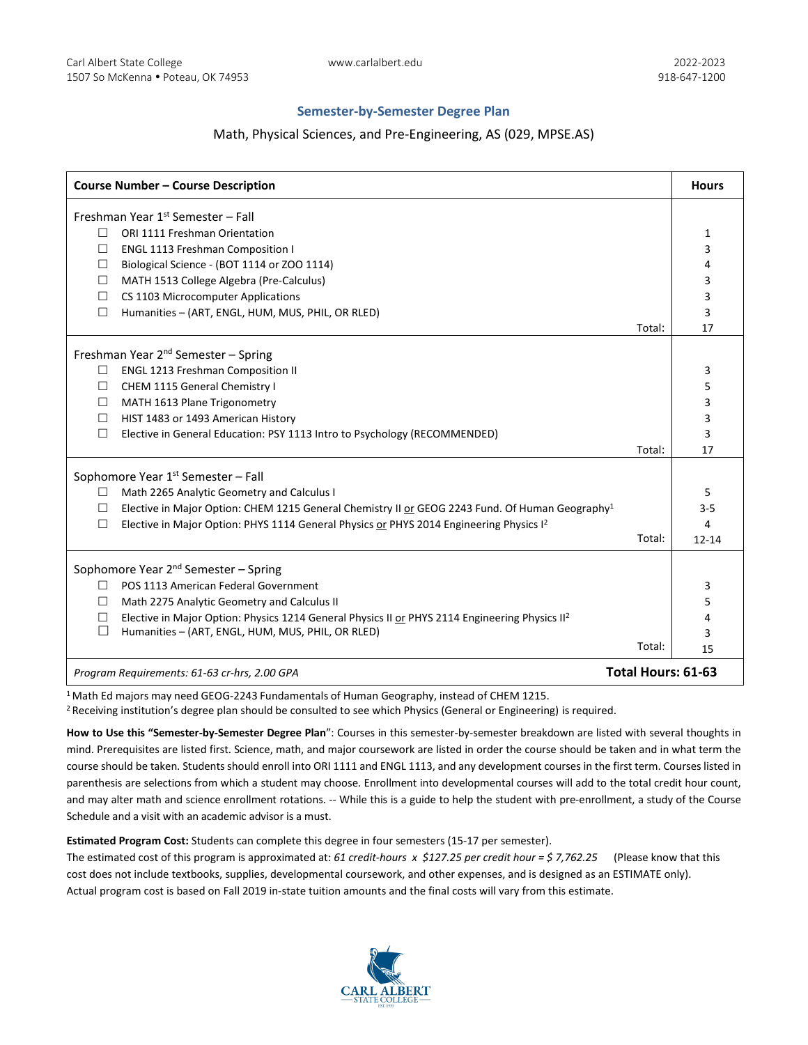Carl Albert State College
1507 So McKenna • Poteau, OK 74953

www.carlalbert.edu

2022-2023
918-647-1200

## Semester-by-Semester Degree Plan

Math, Physical Sciences, and Pre-Engineering, AS (029, MPSE.AS)

| Course Number – Course Description | Hours |
|---|---|
| **Freshman Year 1st Semester – Fall** | |
| ☐ ORI 1111 Freshman Orientation | 1 |
| ☐ ENGL 1113 Freshman Composition I | 3 |
| ☐ Biological Science - (BOT 1114 or ZOO 1114) | 4 |
| ☐ MATH 1513 College Algebra (Pre-Calculus) | 3 |
| ☐ CS 1103 Microcomputer Applications | 3 |
| ☐ Humanities – (ART, ENGL, HUM, MUS, PHIL, OR RLED) | 3 |
| Total: | 17 |
| **Freshman Year 2nd Semester – Spring** | |
| ☐ ENGL 1213 Freshman Composition II | 3 |
| ☐ CHEM 1115 General Chemistry I | 5 |
| ☐ MATH 1613 Plane Trigonometry | 3 |
| ☐ HIST 1483 or 1493 American History | 3 |
| ☐ Elective in General Education: PSY 1113 Intro to Psychology (RECOMMENDED) | 3 |
| Total: | 17 |
| **Sophomore Year 1st Semester – Fall** | |
| ☐ Math 2265 Analytic Geometry and Calculus I | 5 |
| ☐ Elective in Major Option: CHEM 1215 General Chemistry II or GEOG 2243 Fund. Of Human Geography[1] | 3-5 |
| ☐ Elective in Major Option: PHYS 1114 General Physics or PHYS 2014 Engineering Physics I[2] | 4 |
| Total: | 12-14 |
| **Sophomore Year 2nd Semester – Spring** | |
| ☐ POS 1113 American Federal Government | 3 |
| ☐ Math 2275 Analytic Geometry and Calculus II | 5 |
| ☐ Elective in Major Option: Physics 1214 General Physics II or PHYS 2114 Engineering Physics II[2] | 4 |
| ☐ Humanities – (ART, ENGL, HUM, MUS, PHIL, OR RLED) | 3 |
| Total: | 15 |
| *Program Requirements: 61-63 cr-hrs, 2.00 GPA* | **Total Hours: 61-63** |

[1] Math Ed majors may need GEOG-2243 Fundamentals of Human Geography, instead of CHEM 1215.
[2] Receiving institution's degree plan should be consulted to see which Physics (General or Engineering) is required.

**How to Use this "Semester-by-Semester Degree Plan"**: Courses in this semester-by-semester breakdown are listed with several thoughts in mind. Prerequisites are listed first. Science, math, and major coursework are listed in order the course should be taken and in what term the course should be taken. Students should enroll into ORI 1111 and ENGL 1113, and any development courses in the first term. Courses listed in parenthesis are selections from which a student may choose. Enrollment into developmental courses will add to the total credit hour count, and may alter math and science enrollment rotations. -- While this is a guide to help the student with pre-enrollment, a study of the Course Schedule and a visit with an academic advisor is a must.

**Estimated Program Cost:** Students can complete this degree in four semesters (15-17 per semester).
The estimated cost of this program is approximated at: *61 credit-hours x $127.25 per credit hour = $ 7,762.25* (Please know that this cost does not include textbooks, supplies, developmental coursework, and other expenses, and is designed as an ESTIMATE only).
Actual program cost is based on Fall 2019 in-state tuition amounts and the final costs will vary from this estimate.

CARL ALBERT STATE COLLEGE EST. 1933